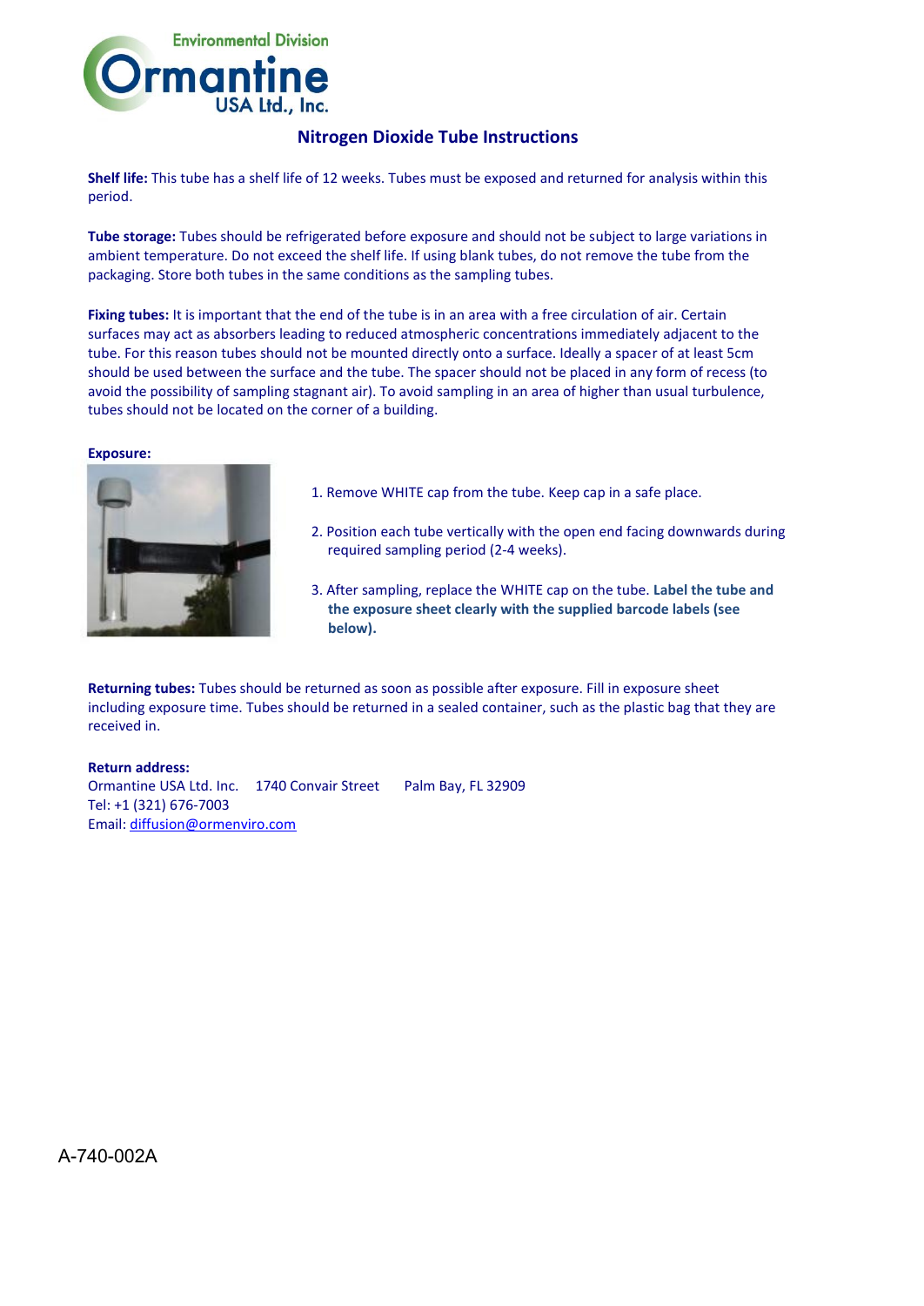Environmental Division
Ormantine USA Ltd., Inc.

# Nitrogen Dioxide Tube Instructions

**Shelf life:** This tube has a shelf life of 12 weeks. Tubes must be exposed and returned for analysis within this period.

**Tube storage:** Tubes should be refrigerated before exposure and should not be subject to large variations in ambient temperature. Do not exceed the shelf life. If using blank tubes, do not remove the tube from the packaging. Store both tubes in the same conditions as the sampling tubes.

**Fixing tubes:** It is important that the end of the tube is in an area with a free circulation of air. Certain surfaces may act as absorbers leading to reduced atmospheric concentrations immediately adjacent to the tube. For this reason tubes should not be mounted directly onto a surface. Ideally a spacer of at least 5cm should be used between the surface and the tube. The spacer should not be placed in any form of recess (to avoid the possibility of sampling stagnant air). To avoid sampling in an area of higher than usual turbulence, tubes should not be located on the corner of a building.

**Exposure:**

1. Remove WHITE cap from the tube. Keep cap in a safe place.
2. Position each tube vertically with the open end facing downwards during required sampling period (2-4 weeks).
3. After sampling, replace the WHITE cap on the tube. **Label the tube and the exposure sheet clearly with the supplied barcode labels (see below).**

**Returning tubes:** Tubes should be returned as soon as possible after exposure. Fill in exposure sheet including exposure time. Tubes should be returned in a sealed container, such as the plastic bag that they are received in.

**Return address:**
Ormantine USA Ltd. Inc.   1740 Convair Street   Palm Bay, FL 32909
Tel: +1 (321) 676-7003
Email: diffusion@ormenviro.com

A-740-002A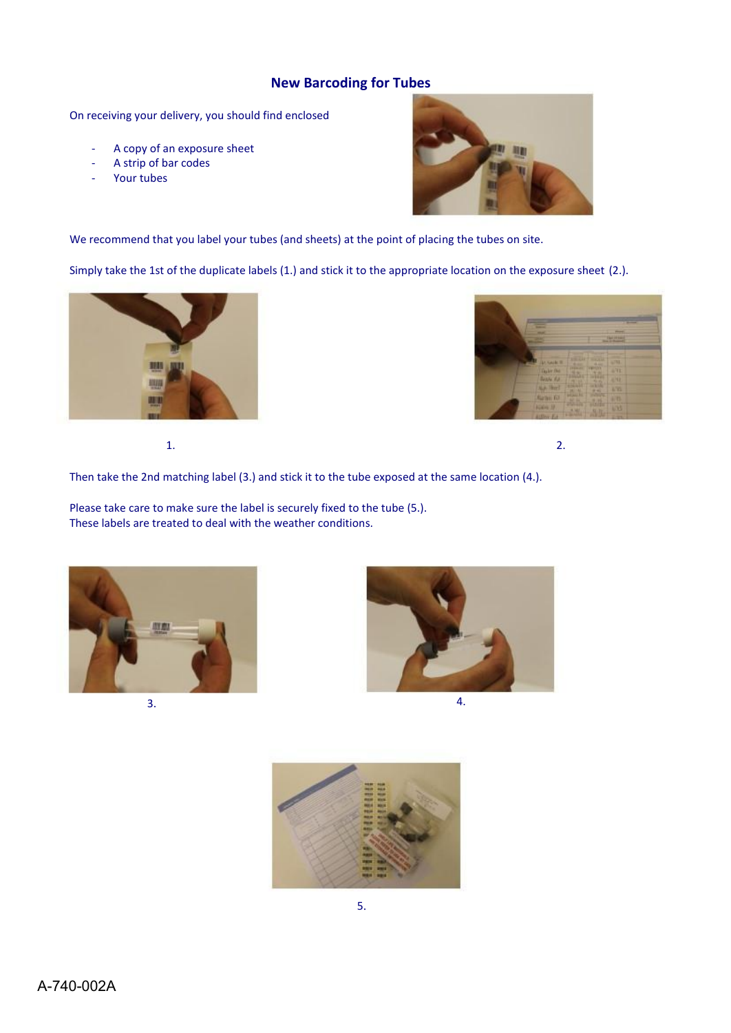## New Barcoding for Tubes

On receiving your delivery, you should find enclosed

- A copy of an exposure sheet
- A strip of bar codes
- Your tubes

We recommend that you label your tubes (and sheets) at the point of placing the tubes on site.

Simply take the 1st of the duplicate labels (1.) and stick it to the appropriate location on the exposure sheet (2.).

1.

2.

Then take the 2nd matching label (3.) and stick it to the tube exposed at the same location (4.).

Please take care to make sure the label is securely fixed to the tube (5.).
These labels are treated to deal with the weather conditions.

3.

4.

5.

A-740-002A